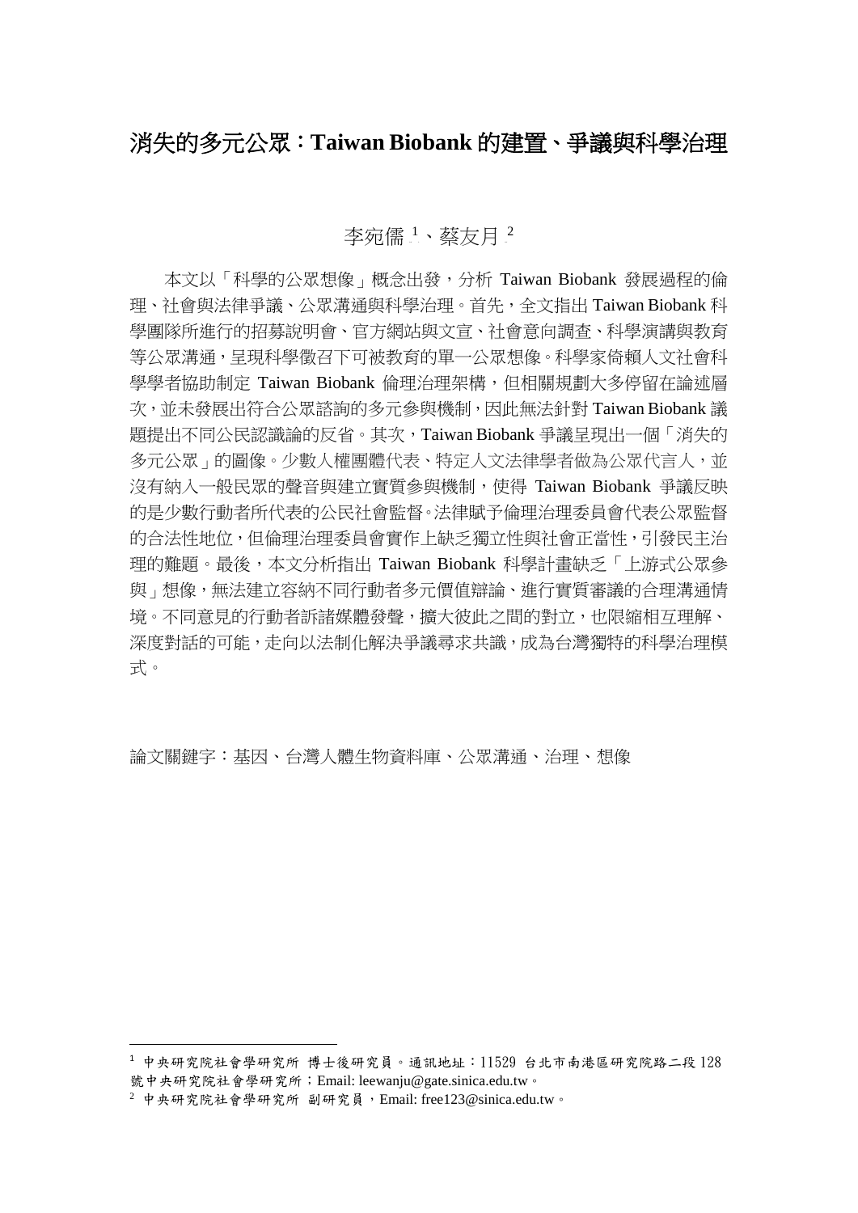# 消失的多元公眾：Taiwan Biobank 的建置、爭議與科學治理

李宛儒[1]、蔡友月[2]

本文以「科學的公眾想像」概念出發，分析 Taiwan Biobank 發展過程的倫理、社會與法律爭議、公眾溝通與科學治理。首先，全文指出 Taiwan Biobank 科學團隊所進行的招募說明會、官方網站與文宣、社會意向調查、科學演講與教育等公眾溝通，呈現科學徵召下可被教育的單一公眾想像。科學家倚賴人文社會科學學者協助制定 Taiwan Biobank 倫理治理架構，但相關規劃大多停留在論述層次，並未發展出符合公眾諮詢的多元參與機制，因此無法針對 Taiwan Biobank 議題提出不同公民認識論的反省。其次，Taiwan Biobank 爭議呈現出一個「消失的多元公眾」的圖像。少數人權團體代表、特定人文法律學者做為公眾代言人，並沒有納入一般民眾的聲音與建立實質參與機制，使得 Taiwan Biobank 爭議反映的是少數行動者所代表的公民社會監督。法律賦予倫理治理委員會代表公眾監督的合法性地位，但倫理治理委員會實作上缺乏獨立性與社會正當性，引發民主治理的難題。最後，本文分析指出 Taiwan Biobank 科學計畫缺乏「上游式公眾參與」想像，無法建立容納不同行動者多元價值辯論、進行實質審議的合理溝通情境。不同意見的行動者訴諸媒體發聲，擴大彼此之間的對立，也限縮相互理解、深度對話的可能，走向以法制化解決爭議尋求共識，成為台灣獨特的科學治理模式。

論文關鍵字：基因、台灣人體生物資料庫、公眾溝通、治理、想像

---

[1] 中央研究院社會學研究所 博士後研究員。通訊地址：11529 台北市南港區研究院路二段 128 號中央研究院社會學研究所；Email: leewanju@gate.sinica.edu.tw。

[2] 中央研究院社會學研究所 副研究員，Email: free123@sinica.edu.tw。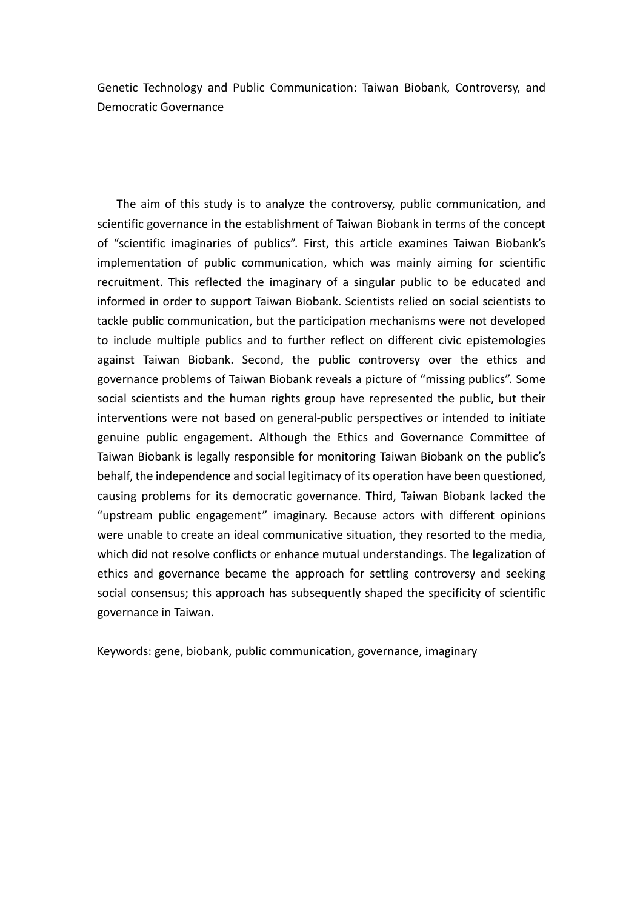# Genetic Technology and Public Communication: Taiwan Biobank, Controversy, and Democratic Governance

The aim of this study is to analyze the controversy, public communication, and scientific governance in the establishment of Taiwan Biobank in terms of the concept of "scientific imaginaries of publics". First, this article examines Taiwan Biobank's implementation of public communication, which was mainly aiming for scientific recruitment. This reflected the imaginary of a singular public to be educated and informed in order to support Taiwan Biobank. Scientists relied on social scientists to tackle public communication, but the participation mechanisms were not developed to include multiple publics and to further reflect on different civic epistemologies against Taiwan Biobank. Second, the public controversy over the ethics and governance problems of Taiwan Biobank reveals a picture of "missing publics". Some social scientists and the human rights group have represented the public, but their interventions were not based on general-public perspectives or intended to initiate genuine public engagement. Although the Ethics and Governance Committee of Taiwan Biobank is legally responsible for monitoring Taiwan Biobank on the public's behalf, the independence and social legitimacy of its operation have been questioned, causing problems for its democratic governance. Third, Taiwan Biobank lacked the "upstream public engagement" imaginary. Because actors with different opinions were unable to create an ideal communicative situation, they resorted to the media, which did not resolve conflicts or enhance mutual understandings. The legalization of ethics and governance became the approach for settling controversy and seeking social consensus; this approach has subsequently shaped the specificity of scientific governance in Taiwan.

Keywords: gene, biobank, public communication, governance, imaginary